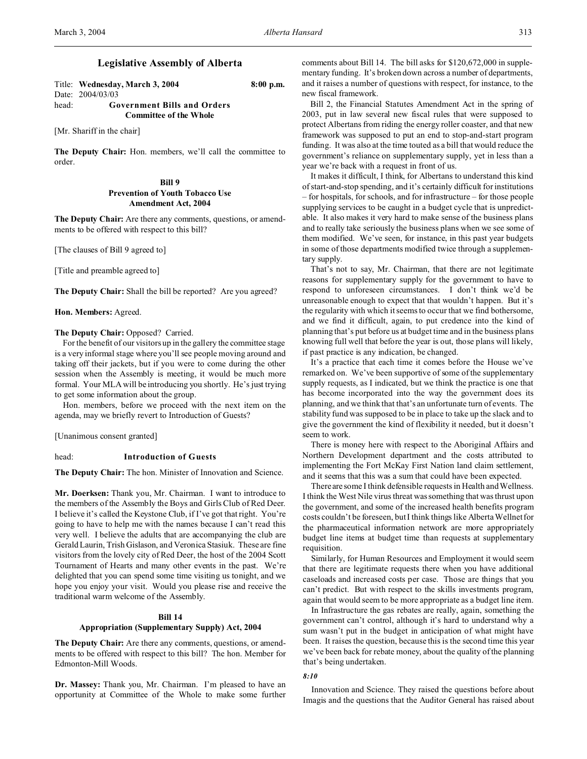# Legislative Assembly of Alberta

Title: **Wednesday, March 3, 2004** **8:00 p.m.**
Date: 2004/03/03
head: **Government Bills and Orders**
**Committee of the Whole**

[Mr. Shariff in the chair]

**The Deputy Chair:** Hon. members, we'll call the committee to order.

## Bill 9
## Prevention of Youth Tobacco Use Amendment Act, 2004

**The Deputy Chair:** Are there any comments, questions, or amendments to be offered with respect to this bill?

[The clauses of Bill 9 agreed to]

[Title and preamble agreed to]

**The Deputy Chair:** Shall the bill be reported? Are you agreed?

**Hon. Members:** Agreed.

**The Deputy Chair:** Opposed? Carried.

For the benefit of our visitors up in the gallery the committee stage is a very informal stage where you'll see people moving around and taking off their jackets, but if you were to come during the other session when the Assembly is meeting, it would be much more formal. Your MLA will be introducing you shortly. He's just trying to get some information about the group.

Hon. members, before we proceed with the next item on the agenda, may we briefly revert to Introduction of Guests?

[Unanimous consent granted]

head: **Introduction of Guests**

**The Deputy Chair:** The hon. Minister of Innovation and Science.

**Mr. Doerksen:** Thank you, Mr. Chairman. I want to introduce to the members of the Assembly the Boys and Girls Club of Red Deer. I believe it's called the Keystone Club, if I've got that right. You're going to have to help me with the names because I can't read this very well. I believe the adults that are accompanying the club are Gerald Laurin, Trish Gislason, and Veronica Stasiuk. These are fine visitors from the lovely city of Red Deer, the host of the 2004 Scott Tournament of Hearts and many other events in the past. We're delighted that you can spend some time visiting us tonight, and we hope you enjoy your visit. Would you please rise and receive the traditional warm welcome of the Assembly.

## Bill 14
## Appropriation (Supplementary Supply) Act, 2004

**The Deputy Chair:** Are there any comments, questions, or amendments to be offered with respect to this bill? The hon. Member for Edmonton-Mill Woods.

**Dr. Massey:** Thank you, Mr. Chairman. I'm pleased to have an opportunity at Committee of the Whole to make some further comments about Bill 14. The bill asks for $120,672,000 in supplementary funding. It's broken down across a number of departments, and it raises a number of questions with respect, for instance, to the new fiscal framework.

Bill 2, the Financial Statutes Amendment Act in the spring of 2003, put in law several new fiscal rules that were supposed to protect Albertans from riding the energy roller coaster, and that new framework was supposed to put an end to stop-and-start program funding. It was also at the time touted as a bill that would reduce the government's reliance on supplementary supply, yet in less than a year we're back with a request in front of us.

It makes it difficult, I think, for Albertans to understand this kind of start-and-stop spending, and it's certainly difficult for institutions – for hospitals, for schools, and for infrastructure – for those people supplying services to be caught in a budget cycle that is unpredictable. It also makes it very hard to make sense of the business plans and to really take seriously the business plans when we see some of them modified. We've seen, for instance, in this past year budgets in some of those departments modified twice through a supplementary supply.

That's not to say, Mr. Chairman, that there are not legitimate reasons for supplementary supply for the government to have to respond to unforeseen circumstances. I don't think we'd be unreasonable enough to expect that that wouldn't happen. But it's the regularity with which it seems to occur that we find bothersome, and we find it difficult, again, to put credence into the kind of planning that's put before us at budget time and in the business plans knowing full well that before the year is out, those plans will likely, if past practice is any indication, be changed.

It's a practice that each time it comes before the House we've remarked on. We've been supportive of some of the supplementary supply requests, as I indicated, but we think the practice is one that has become incorporated into the way the government does its planning, and we think that that's an unfortunate turn of events. The stability fund was supposed to be in place to take up the slack and to give the government the kind of flexibility it needed, but it doesn't seem to work.

There is money here with respect to the Aboriginal Affairs and Northern Development department and the costs attributed to implementing the Fort McKay First Nation land claim settlement, and it seems that this was a sum that could have been expected.

There are some I think defensible requests in Health and Wellness. I think the West Nile virus threat was something that was thrust upon the government, and some of the increased health benefits program costs couldn't be foreseen, but I think things like Alberta Wellnet for the pharmaceutical information network are more appropriately budget line items at budget time than requests at supplementary requisition.

Similarly, for Human Resources and Employment it would seem that there are legitimate requests there when you have additional caseloads and increased costs per case. Those are things that you can't predict. But with respect to the skills investments program, again that would seem to be more appropriate as a budget line item.

In Infrastructure the gas rebates are really, again, something the government can't control, although it's hard to understand why a sum wasn't put in the budget in anticipation of what might have been. It raises the question, because this is the second time this year we've been back for rebate money, about the quality of the planning that's being undertaken.

*8:10*

Innovation and Science. They raised the questions before about Imagis and the questions that the Auditor General has raised about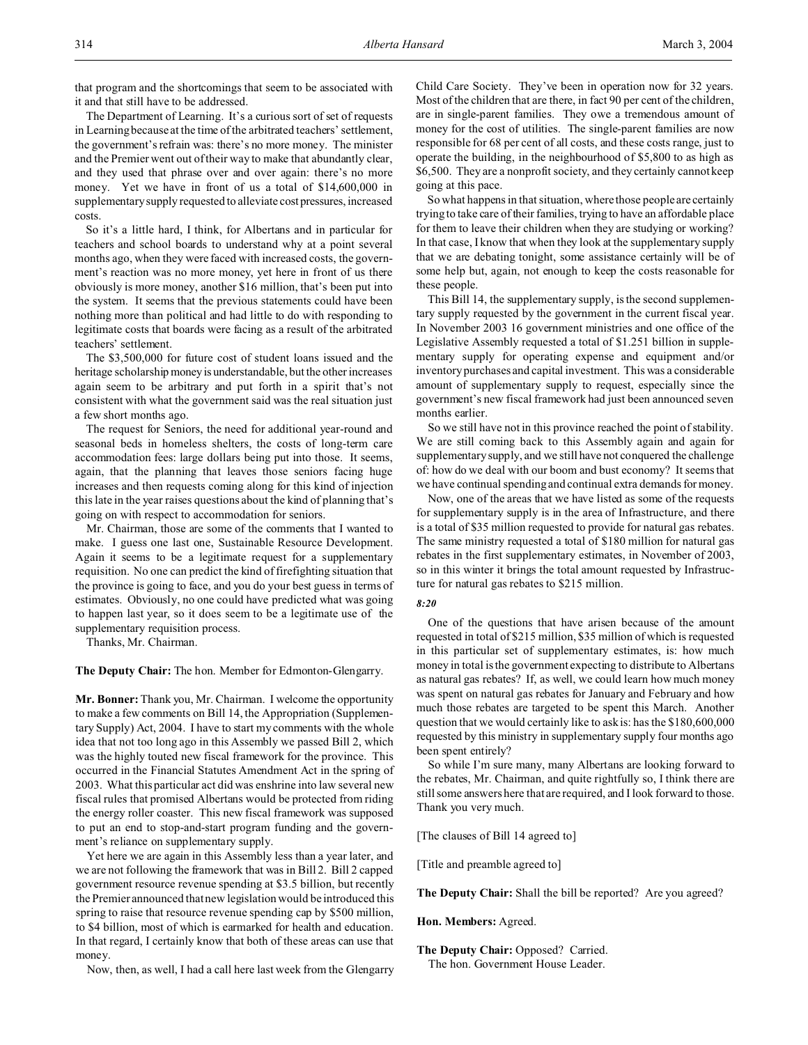that program and the shortcomings that seem to be associated with it and that still have to be addressed.

The Department of Learning. It's a curious sort of set of requests in Learning because at the time of the arbitrated teachers' settlement, the government's refrain was: there's no more money. The minister and the Premier went out of their way to make that abundantly clear, and they used that phrase over and over again: there's no more money. Yet we have in front of us a total of $14,600,000 in supplementary supply requested to alleviate cost pressures, increased costs.

So it's a little hard, I think, for Albertans and in particular for teachers and school boards to understand why at a point several months ago, when they were faced with increased costs, the government's reaction was no more money, yet here in front of us there obviously is more money, another $16 million, that's been put into the system. It seems that the previous statements could have been nothing more than political and had little to do with responding to legitimate costs that boards were facing as a result of the arbitrated teachers' settlement.

The $3,500,000 for future cost of student loans issued and the heritage scholarship money is understandable, but the other increases again seem to be arbitrary and put forth in a spirit that's not consistent with what the government said was the real situation just a few short months ago.

The request for Seniors, the need for additional year-round and seasonal beds in homeless shelters, the costs of long-term care accommodation fees: large dollars being put into those. It seems, again, that the planning that leaves those seniors facing huge increases and then requests coming along for this kind of injection this late in the year raises questions about the kind of planning that's going on with respect to accommodation for seniors.

Mr. Chairman, those are some of the comments that I wanted to make. I guess one last one, Sustainable Resource Development. Again it seems to be a legitimate request for a supplementary requisition. No one can predict the kind of firefighting situation that the province is going to face, and you do your best guess in terms of estimates. Obviously, no one could have predicted what was going to happen last year, so it does seem to be a legitimate use of the supplementary requisition process.

Thanks, Mr. Chairman.

**The Deputy Chair:** The hon. Member for Edmonton-Glengarry.

**Mr. Bonner:** Thank you, Mr. Chairman. I welcome the opportunity to make a few comments on Bill 14, the Appropriation (Supplementary Supply) Act, 2004. I have to start my comments with the whole idea that not too long ago in this Assembly we passed Bill 2, which was the highly touted new fiscal framework for the province. This occurred in the Financial Statutes Amendment Act in the spring of 2003. What this particular act did was enshrine into law several new fiscal rules that promised Albertans would be protected from riding the energy roller coaster. This new fiscal framework was supposed to put an end to stop-and-start program funding and the government's reliance on supplementary supply.

Yet here we are again in this Assembly less than a year later, and we are not following the framework that was in Bill 2. Bill 2 capped government resource revenue spending at $3.5 billion, but recently the Premier announced that new legislation would be introduced this spring to raise that resource revenue spending cap by $500 million, to $4 billion, most of which is earmarked for health and education. In that regard, I certainly know that both of these areas can use that money.

Now, then, as well, I had a call here last week from the Glengarry Child Care Society. They've been in operation now for 32 years. Most of the children that are there, in fact 90 per cent of the children, are in single-parent families. They owe a tremendous amount of money for the cost of utilities. The single-parent families are now responsible for 68 per cent of all costs, and these costs range, just to operate the building, in the neighbourhood of $5,800 to as high as $6,500. They are a nonprofit society, and they certainly cannot keep going at this pace.

So what happens in that situation, where those people are certainly trying to take care of their families, trying to have an affordable place for them to leave their children when they are studying or working? In that case, I know that when they look at the supplementary supply that we are debating tonight, some assistance certainly will be of some help but, again, not enough to keep the costs reasonable for these people.

This Bill 14, the supplementary supply, is the second supplementary supply requested by the government in the current fiscal year. In November 2003 16 government ministries and one office of the Legislative Assembly requested a total of $1.251 billion in supplementary supply for operating expense and equipment and/or inventory purchases and capital investment. This was a considerable amount of supplementary supply to request, especially since the government's new fiscal framework had just been announced seven months earlier.

So we still have not in this province reached the point of stability. We are still coming back to this Assembly again and again for supplementary supply, and we still have not conquered the challenge of: how do we deal with our boom and bust economy? It seems that we have continual spending and continual extra demands for money.

Now, one of the areas that we have listed as some of the requests for supplementary supply is in the area of Infrastructure, and there is a total of $35 million requested to provide for natural gas rebates. The same ministry requested a total of $180 million for natural gas rebates in the first supplementary estimates, in November of 2003, so in this winter it brings the total amount requested by Infrastructure for natural gas rebates to $215 million.

*8:20*

One of the questions that have arisen because of the amount requested in total of $215 million, $35 million of which is requested in this particular set of supplementary estimates, is: how much money in total is the government expecting to distribute to Albertans as natural gas rebates? If, as well, we could learn how much money was spent on natural gas rebates for January and February and how much those rebates are targeted to be spent this March. Another question that we would certainly like to ask is: has the $180,600,000 requested by this ministry in supplementary supply four months ago been spent entirely?

So while I'm sure many, many Albertans are looking forward to the rebates, Mr. Chairman, and quite rightfully so, I think there are still some answers here that are required, and I look forward to those. Thank you very much.

[The clauses of Bill 14 agreed to]

[Title and preamble agreed to]

**The Deputy Chair:** Shall the bill be reported? Are you agreed?

**Hon. Members:** Agreed.

**The Deputy Chair:** Opposed? Carried.
The hon. Government House Leader.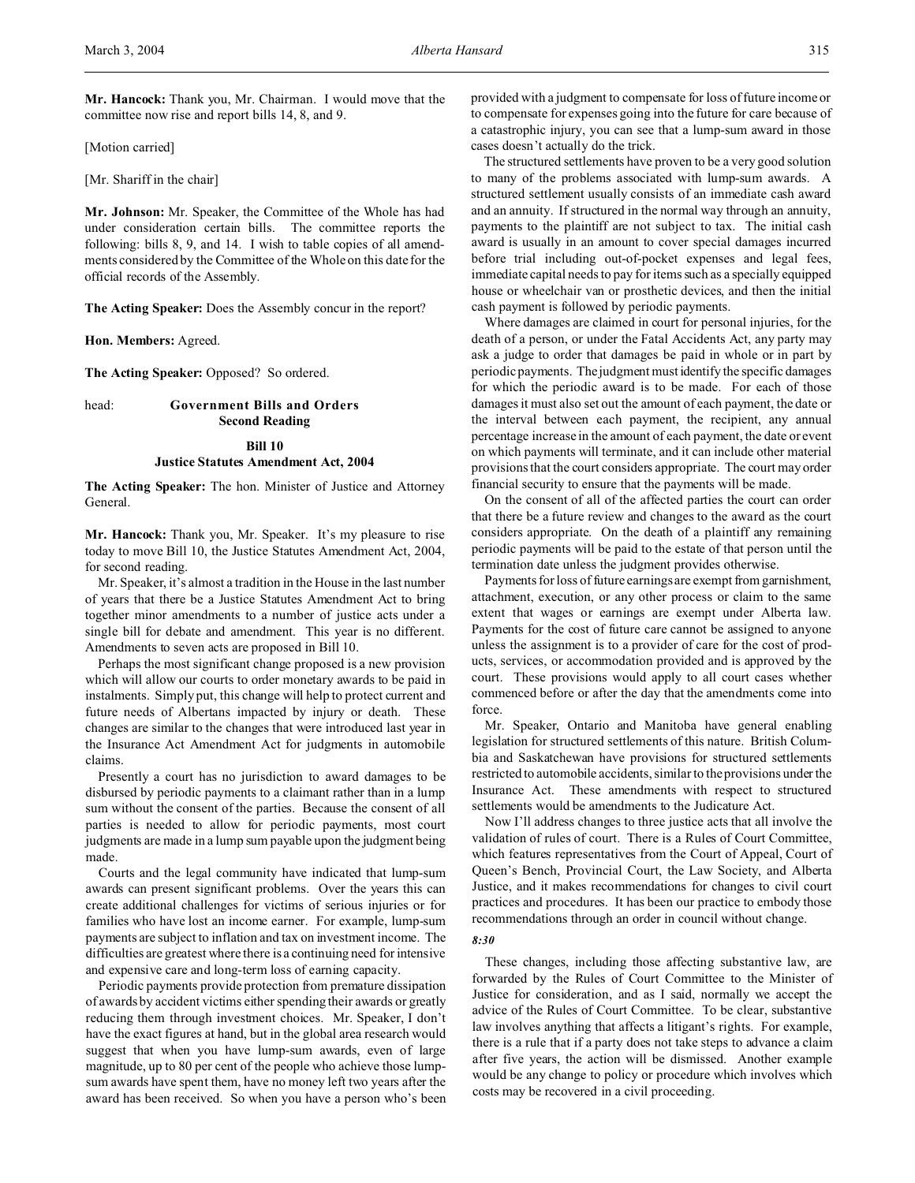**Mr. Hancock:** Thank you, Mr. Chairman. I would move that the committee now rise and report bills 14, 8, and 9.

[Motion carried]

[Mr. Shariff in the chair]

**Mr. Johnson:** Mr. Speaker, the Committee of the Whole has had under consideration certain bills. The committee reports the following: bills 8, 9, and 14. I wish to table copies of all amendments considered by the Committee of the Whole on this date for the official records of the Assembly.

**The Acting Speaker:** Does the Assembly concur in the report?

**Hon. Members:** Agreed.

**The Acting Speaker:** Opposed? So ordered.

head: **Government Bills and Orders**
**Second Reading**

**Bill 10**
**Justice Statutes Amendment Act, 2004**

**The Acting Speaker:** The hon. Minister of Justice and Attorney General.

**Mr. Hancock:** Thank you, Mr. Speaker. It's my pleasure to rise today to move Bill 10, the Justice Statutes Amendment Act, 2004, for second reading.

Mr. Speaker, it's almost a tradition in the House in the last number of years that there be a Justice Statutes Amendment Act to bring together minor amendments to a number of justice acts under a single bill for debate and amendment. This year is no different. Amendments to seven acts are proposed in Bill 10.

Perhaps the most significant change proposed is a new provision which will allow our courts to order monetary awards to be paid in instalments. Simply put, this change will help to protect current and future needs of Albertans impacted by injury or death. These changes are similar to the changes that were introduced last year in the Insurance Act Amendment Act for judgments in automobile claims.

Presently a court has no jurisdiction to award damages to be disbursed by periodic payments to a claimant rather than in a lump sum without the consent of the parties. Because the consent of all parties is needed to allow for periodic payments, most court judgments are made in a lump sum payable upon the judgment being made.

Courts and the legal community have indicated that lump-sum awards can present significant problems. Over the years this can create additional challenges for victims of serious injuries or for families who have lost an income earner. For example, lump-sum payments are subject to inflation and tax on investment income. The difficulties are greatest where there is a continuing need for intensive and expensive care and long-term loss of earning capacity.

Periodic payments provide protection from premature dissipation of awards by accident victims either spending their awards or greatly reducing them through investment choices. Mr. Speaker, I don't have the exact figures at hand, but in the global area research would suggest that when you have lump-sum awards, even of large magnitude, up to 80 per cent of the people who achieve those lump-sum awards have spent them, have no money left two years after the award has been received. So when you have a person who's been provided with a judgment to compensate for loss of future income or to compensate for expenses going into the future for care because of a catastrophic injury, you can see that a lump-sum award in those cases doesn't actually do the trick.

The structured settlements have proven to be a very good solution to many of the problems associated with lump-sum awards. A structured settlement usually consists of an immediate cash award and an annuity. If structured in the normal way through an annuity, payments to the plaintiff are not subject to tax. The initial cash award is usually in an amount to cover special damages incurred before trial including out-of-pocket expenses and legal fees, immediate capital needs to pay for items such as a specially equipped house or wheelchair van or prosthetic devices, and then the initial cash payment is followed by periodic payments.

Where damages are claimed in court for personal injuries, for the death of a person, or under the Fatal Accidents Act, any party may ask a judge to order that damages be paid in whole or in part by periodic payments. The judgment must identify the specific damages for which the periodic award is to be made. For each of those damages it must also set out the amount of each payment, the date or the interval between each payment, the recipient, any annual percentage increase in the amount of each payment, the date or event on which payments will terminate, and it can include other material provisions that the court considers appropriate. The court may order financial security to ensure that the payments will be made.

On the consent of all of the affected parties the court can order that there be a future review and changes to the award as the court considers appropriate. On the death of a plaintiff any remaining periodic payments will be paid to the estate of that person until the termination date unless the judgment provides otherwise.

Payments for loss of future earnings are exempt from garnishment, attachment, execution, or any other process or claim to the same extent that wages or earnings are exempt under Alberta law. Payments for the cost of future care cannot be assigned to anyone unless the assignment is to a provider of care for the cost of products, services, or accommodation provided and is approved by the court. These provisions would apply to all court cases whether commenced before or after the day that the amendments come into force.

Mr. Speaker, Ontario and Manitoba have general enabling legislation for structured settlements of this nature. British Columbia and Saskatchewan have provisions for structured settlements restricted to automobile accidents, similar to the provisions under the Insurance Act. These amendments with respect to structured settlements would be amendments to the Judicature Act.

Now I'll address changes to three justice acts that all involve the validation of rules of court. There is a Rules of Court Committee, which features representatives from the Court of Appeal, Court of Queen's Bench, Provincial Court, the Law Society, and Alberta Justice, and it makes recommendations for changes to civil court practices and procedures. It has been our practice to embody those recommendations through an order in council without change.

*8:30*

These changes, including those affecting substantive law, are forwarded by the Rules of Court Committee to the Minister of Justice for consideration, and as I said, normally we accept the advice of the Rules of Court Committee. To be clear, substantive law involves anything that affects a litigant's rights. For example, there is a rule that if a party does not take steps to advance a claim after five years, the action will be dismissed. Another example would be any change to policy or procedure which involves which costs may be recovered in a civil proceeding.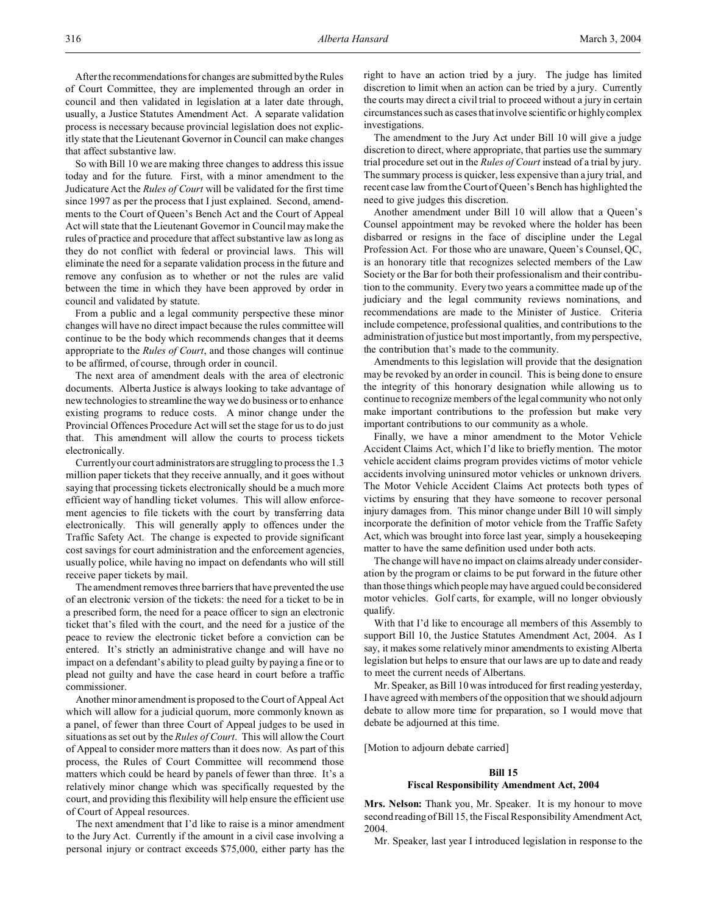After the recommendations for changes are submitted by the Rules of Court Committee, they are implemented through an order in council and then validated in legislation at a later date through, usually, a Justice Statutes Amendment Act. A separate validation process is necessary because provincial legislation does not explicitly state that the Lieutenant Governor in Council can make changes that affect substantive law.

So with Bill 10 we are making three changes to address this issue today and for the future. First, with a minor amendment to the Judicature Act the *Rules of Court* will be validated for the first time since 1997 as per the process that I just explained. Second, amendments to the Court of Queen's Bench Act and the Court of Appeal Act will state that the Lieutenant Governor in Council may make the rules of practice and procedure that affect substantive law as long as they do not conflict with federal or provincial laws. This will eliminate the need for a separate validation process in the future and remove any confusion as to whether or not the rules are valid between the time in which they have been approved by order in council and validated by statute.

From a public and a legal community perspective these minor changes will have no direct impact because the rules committee will continue to be the body which recommends changes that it deems appropriate to the *Rules of Court*, and those changes will continue to be affirmed, of course, through order in council.

The next area of amendment deals with the area of electronic documents. Alberta Justice is always looking to take advantage of new technologies to streamline the way we do business or to enhance existing programs to reduce costs. A minor change under the Provincial Offences Procedure Act will set the stage for us to do just that. This amendment will allow the courts to process tickets electronically.

Currently our court administrators are struggling to process the 1.3 million paper tickets that they receive annually, and it goes without saying that processing tickets electronically should be a much more efficient way of handling ticket volumes. This will allow enforcement agencies to file tickets with the court by transferring data electronically. This will generally apply to offences under the Traffic Safety Act. The change is expected to provide significant cost savings for court administration and the enforcement agencies, usually police, while having no impact on defendants who will still receive paper tickets by mail.

The amendment removes three barriers that have prevented the use of an electronic version of the tickets: the need for a ticket to be in a prescribed form, the need for a peace officer to sign an electronic ticket that's filed with the court, and the need for a justice of the peace to review the electronic ticket before a conviction can be entered. It's strictly an administrative change and will have no impact on a defendant's ability to plead guilty by paying a fine or to plead not guilty and have the case heard in court before a traffic commissioner.

Another minor amendment is proposed to the Court of Appeal Act which will allow for a judicial quorum, more commonly known as a panel, of fewer than three Court of Appeal judges to be used in situations as set out by the *Rules of Court*. This will allow the Court of Appeal to consider more matters than it does now. As part of this process, the Rules of Court Committee will recommend those matters which could be heard by panels of fewer than three. It's a relatively minor change which was specifically requested by the court, and providing this flexibility will help ensure the efficient use of Court of Appeal resources.

The next amendment that I'd like to raise is a minor amendment to the Jury Act. Currently if the amount in a civil case involving a personal injury or contract exceeds $75,000, either party has the right to have an action tried by a jury. The judge has limited discretion to limit when an action can be tried by a jury. Currently the courts may direct a civil trial to proceed without a jury in certain circumstances such as cases that involve scientific or highly complex investigations.

The amendment to the Jury Act under Bill 10 will give a judge discretion to direct, where appropriate, that parties use the summary trial procedure set out in the *Rules of Court* instead of a trial by jury. The summary process is quicker, less expensive than a jury trial, and recent case law from the Court of Queen's Bench has highlighted the need to give judges this discretion.

Another amendment under Bill 10 will allow that a Queen's Counsel appointment may be revoked where the holder has been disbarred or resigns in the face of discipline under the Legal Profession Act. For those who are unaware, Queen's Counsel, QC, is an honorary title that recognizes selected members of the Law Society or the Bar for both their professionalism and their contribution to the community. Every two years a committee made up of the judiciary and the legal community reviews nominations, and recommendations are made to the Minister of Justice. Criteria include competence, professional qualities, and contributions to the administration of justice but most importantly, from my perspective, the contribution that's made to the community.

Amendments to this legislation will provide that the designation may be revoked by an order in council. This is being done to ensure the integrity of this honorary designation while allowing us to continue to recognize members of the legal community who not only make important contributions to the profession but make very important contributions to our community as a whole.

Finally, we have a minor amendment to the Motor Vehicle Accident Claims Act, which I'd like to briefly mention. The motor vehicle accident claims program provides victims of motor vehicle accidents involving uninsured motor vehicles or unknown drivers. The Motor Vehicle Accident Claims Act protects both types of victims by ensuring that they have someone to recover personal injury damages from. This minor change under Bill 10 will simply incorporate the definition of motor vehicle from the Traffic Safety Act, which was brought into force last year, simply a housekeeping matter to have the same definition used under both acts.

The change will have no impact on claims already under consideration by the program or claims to be put forward in the future other than those things which people may have argued could be considered motor vehicles. Golf carts, for example, will no longer obviously qualify.

With that I'd like to encourage all members of this Assembly to support Bill 10, the Justice Statutes Amendment Act, 2004. As I say, it makes some relatively minor amendments to existing Alberta legislation but helps to ensure that our laws are up to date and ready to meet the current needs of Albertans.

Mr. Speaker, as Bill 10 was introduced for first reading yesterday, I have agreed with members of the opposition that we should adjourn debate to allow more time for preparation, so I would move that debate be adjourned at this time.

[Motion to adjourn debate carried]

### Bill 15
### Fiscal Responsibility Amendment Act, 2004

**Mrs. Nelson:** Thank you, Mr. Speaker. It is my honour to move second reading of Bill 15, the Fiscal Responsibility Amendment Act, 2004.

Mr. Speaker, last year I introduced legislation in response to the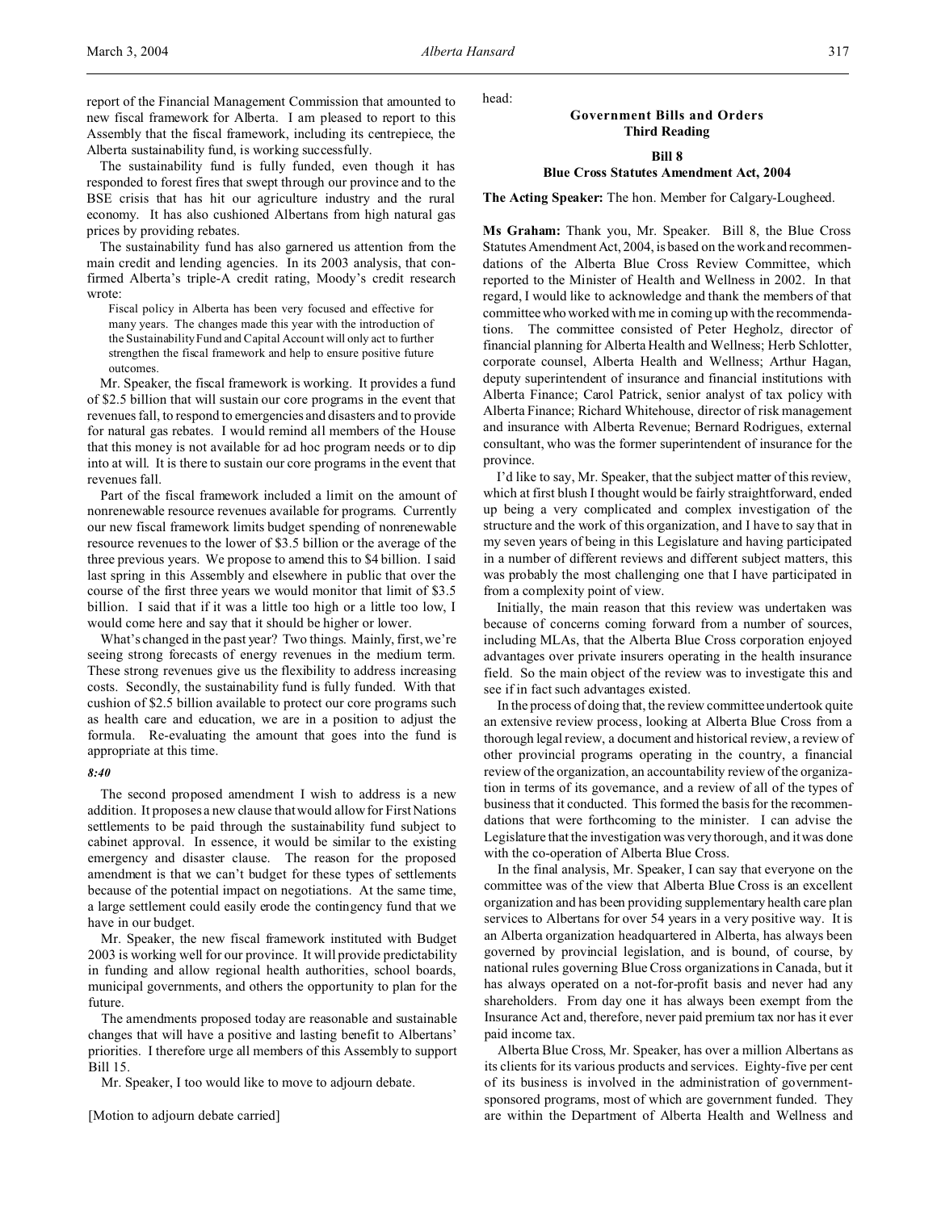report of the Financial Management Commission that amounted to new fiscal framework for Alberta. I am pleased to report to this Assembly that the fiscal framework, including its centrepiece, the Alberta sustainability fund, is working successfully.

The sustainability fund is fully funded, even though it has responded to forest fires that swept through our province and to the BSE crisis that has hit our agriculture industry and the rural economy. It has also cushioned Albertans from high natural gas prices by providing rebates.

The sustainability fund has also garnered us attention from the main credit and lending agencies. In its 2003 analysis, that confirmed Alberta's triple-A credit rating, Moody's credit research wrote:

> Fiscal policy in Alberta has been very focused and effective for many years. The changes made this year with the introduction of the Sustainability Fund and Capital Account will only act to further strengthen the fiscal framework and help to ensure positive future outcomes.

Mr. Speaker, the fiscal framework is working. It provides a fund of $2.5 billion that will sustain our core programs in the event that revenues fall, to respond to emergencies and disasters and to provide for natural gas rebates. I would remind all members of the House that this money is not available for ad hoc program needs or to dip into at will. It is there to sustain our core programs in the event that revenues fall.

Part of the fiscal framework included a limit on the amount of nonrenewable resource revenues available for programs. Currently our new fiscal framework limits budget spending of nonrenewable resource revenues to the lower of $3.5 billion or the average of the three previous years. We propose to amend this to $4 billion. I said last spring in this Assembly and elsewhere in public that over the course of the first three years we would monitor that limit of $3.5 billion. I said that if it was a little too high or a little too low, I would come here and say that it should be higher or lower.

What's changed in the past year? Two things. Mainly, first, we're seeing strong forecasts of energy revenues in the medium term. These strong revenues give us the flexibility to address increasing costs. Secondly, the sustainability fund is fully funded. With that cushion of $2.5 billion available to protect our core programs such as health care and education, we are in a position to adjust the formula. Re-evaluating the amount that goes into the fund is appropriate at this time.

*8:40*

The second proposed amendment I wish to address is a new addition. It proposes a new clause that would allow for First Nations settlements to be paid through the sustainability fund subject to cabinet approval. In essence, it would be similar to the existing emergency and disaster clause. The reason for the proposed amendment is that we can't budget for these types of settlements because of the potential impact on negotiations. At the same time, a large settlement could easily erode the contingency fund that we have in our budget.

Mr. Speaker, the new fiscal framework instituted with Budget 2003 is working well for our province. It will provide predictability in funding and allow regional health authorities, school boards, municipal governments, and others the opportunity to plan for the future.

The amendments proposed today are reasonable and sustainable changes that will have a positive and lasting benefit to Albertans' priorities. I therefore urge all members of this Assembly to support Bill 15.

Mr. Speaker, I too would like to move to adjourn debate.

[Motion to adjourn debate carried]

head:

## Government Bills and Orders
## Third Reading

### Bill 8
### Blue Cross Statutes Amendment Act, 2004

**The Acting Speaker:** The hon. Member for Calgary-Lougheed.

**Ms Graham:** Thank you, Mr. Speaker. Bill 8, the Blue Cross Statutes Amendment Act, 2004, is based on the work and recommendations of the Alberta Blue Cross Review Committee, which reported to the Minister of Health and Wellness in 2002. In that regard, I would like to acknowledge and thank the members of that committee who worked with me in coming up with the recommendations. The committee consisted of Peter Hegholz, director of financial planning for Alberta Health and Wellness; Herb Schlotter, corporate counsel, Alberta Health and Wellness; Arthur Hagan, deputy superintendent of insurance and financial institutions with Alberta Finance; Carol Patrick, senior analyst of tax policy with Alberta Finance; Richard Whitehouse, director of risk management and insurance with Alberta Revenue; Bernard Rodrigues, external consultant, who was the former superintendent of insurance for the province.

I'd like to say, Mr. Speaker, that the subject matter of this review, which at first blush I thought would be fairly straightforward, ended up being a very complicated and complex investigation of the structure and the work of this organization, and I have to say that in my seven years of being in this Legislature and having participated in a number of different reviews and different subject matters, this was probably the most challenging one that I have participated in from a complexity point of view.

Initially, the main reason that this review was undertaken was because of concerns coming forward from a number of sources, including MLAs, that the Alberta Blue Cross corporation enjoyed advantages over private insurers operating in the health insurance field. So the main object of the review was to investigate this and see if in fact such advantages existed.

In the process of doing that, the review committee undertook quite an extensive review process, looking at Alberta Blue Cross from a thorough legal review, a document and historical review, a review of other provincial programs operating in the country, a financial review of the organization, an accountability review of the organization in terms of its governance, and a review of all of the types of business that it conducted. This formed the basis for the recommendations that were forthcoming to the minister. I can advise the Legislature that the investigation was very thorough, and it was done with the co-operation of Alberta Blue Cross.

In the final analysis, Mr. Speaker, I can say that everyone on the committee was of the view that Alberta Blue Cross is an excellent organization and has been providing supplementary health care plan services to Albertans for over 54 years in a very positive way. It is an Alberta organization headquartered in Alberta, has always been governed by provincial legislation, and is bound, of course, by national rules governing Blue Cross organizations in Canada, but it has always operated on a not-for-profit basis and never had any shareholders. From day one it has always been exempt from the Insurance Act and, therefore, never paid premium tax nor has it ever paid income tax.

Alberta Blue Cross, Mr. Speaker, has over a million Albertans as its clients for its various products and services. Eighty-five per cent of its business is involved in the administration of government-sponsored programs, most of which are government funded. They are within the Department of Alberta Health and Wellness and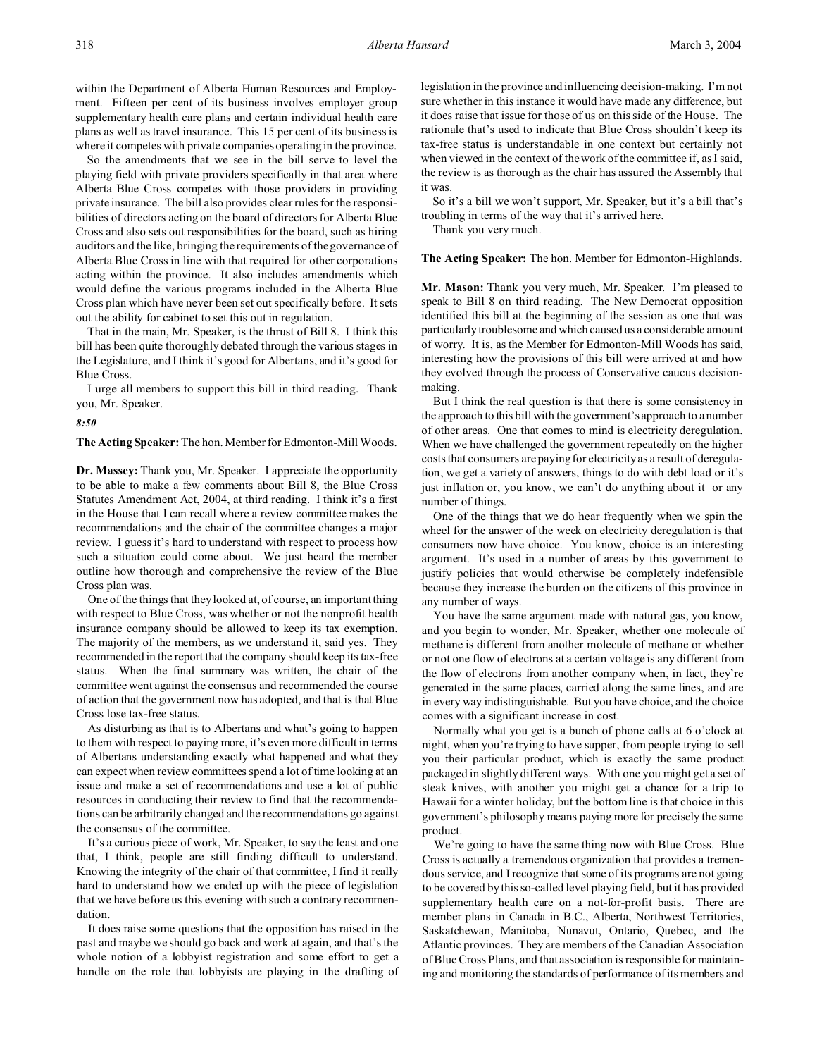within the Department of Alberta Human Resources and Employment. Fifteen per cent of its business involves employer group supplementary health care plans and certain individual health care plans as well as travel insurance. This 15 per cent of its business is where it competes with private companies operating in the province.

So the amendments that we see in the bill serve to level the playing field with private providers specifically in that area where Alberta Blue Cross competes with those providers in providing private insurance. The bill also provides clear rules for the responsibilities of directors acting on the board of directors for Alberta Blue Cross and also sets out responsibilities for the board, such as hiring auditors and the like, bringing the requirements of the governance of Alberta Blue Cross in line with that required for other corporations acting within the province. It also includes amendments which would define the various programs included in the Alberta Blue Cross plan which have never been set out specifically before. It sets out the ability for cabinet to set this out in regulation.

That in the main, Mr. Speaker, is the thrust of Bill 8. I think this bill has been quite thoroughly debated through the various stages in the Legislature, and I think it's good for Albertans, and it's good for Blue Cross.

I urge all members to support this bill in third reading. Thank you, Mr. Speaker.

*8:50*

**The Acting Speaker:** The hon. Member for Edmonton-Mill Woods.

**Dr. Massey:** Thank you, Mr. Speaker. I appreciate the opportunity to be able to make a few comments about Bill 8, the Blue Cross Statutes Amendment Act, 2004, at third reading. I think it's a first in the House that I can recall where a review committee makes the recommendations and the chair of the committee changes a major review. I guess it's hard to understand with respect to process how such a situation could come about. We just heard the member outline how thorough and comprehensive the review of the Blue Cross plan was.

One of the things that they looked at, of course, an important thing with respect to Blue Cross, was whether or not the nonprofit health insurance company should be allowed to keep its tax exemption. The majority of the members, as we understand it, said yes. They recommended in the report that the company should keep its tax-free status. When the final summary was written, the chair of the committee went against the consensus and recommended the course of action that the government now has adopted, and that is that Blue Cross lose tax-free status.

As disturbing as that is to Albertans and what's going to happen to them with respect to paying more, it's even more difficult in terms of Albertans understanding exactly what happened and what they can expect when review committees spend a lot of time looking at an issue and make a set of recommendations and use a lot of public resources in conducting their review to find that the recommendations can be arbitrarily changed and the recommendations go against the consensus of the committee.

It's a curious piece of work, Mr. Speaker, to say the least and one that, I think, people are still finding difficult to understand. Knowing the integrity of the chair of that committee, I find it really hard to understand how we ended up with the piece of legislation that we have before us this evening with such a contrary recommendation.

It does raise some questions that the opposition has raised in the past and maybe we should go back and work at again, and that's the whole notion of a lobbyist registration and some effort to get a handle on the role that lobbyists are playing in the drafting of legislation in the province and influencing decision-making. I'm not sure whether in this instance it would have made any difference, but it does raise that issue for those of us on this side of the House. The rationale that's used to indicate that Blue Cross shouldn't keep its tax-free status is understandable in one context but certainly not when viewed in the context of the work of the committee if, as I said, the review is as thorough as the chair has assured the Assembly that it was.

So it's a bill we won't support, Mr. Speaker, but it's a bill that's troubling in terms of the way that it's arrived here.

Thank you very much.

**The Acting Speaker:** The hon. Member for Edmonton-Highlands.

**Mr. Mason:** Thank you very much, Mr. Speaker. I'm pleased to speak to Bill 8 on third reading. The New Democrat opposition identified this bill at the beginning of the session as one that was particularly troublesome and which caused us a considerable amount of worry. It is, as the Member for Edmonton-Mill Woods has said, interesting how the provisions of this bill were arrived at and how they evolved through the process of Conservative caucus decision-making.

But I think the real question is that there is some consistency in the approach to this bill with the government's approach to a number of other areas. One that comes to mind is electricity deregulation. When we have challenged the government repeatedly on the higher costs that consumers are paying for electricity as a result of deregulation, we get a variety of answers, things to do with debt load or it's just inflation or, you know, we can't do anything about it or any number of things.

One of the things that we do hear frequently when we spin the wheel for the answer of the week on electricity deregulation is that consumers now have choice. You know, choice is an interesting argument. It's used in a number of areas by this government to justify policies that would otherwise be completely indefensible because they increase the burden on the citizens of this province in any number of ways.

You have the same argument made with natural gas, you know, and you begin to wonder, Mr. Speaker, whether one molecule of methane is different from another molecule of methane or whether or not one flow of electrons at a certain voltage is any different from the flow of electrons from another company when, in fact, they're generated in the same places, carried along the same lines, and are in every way indistinguishable. But you have choice, and the choice comes with a significant increase in cost.

Normally what you get is a bunch of phone calls at 6 o'clock at night, when you're trying to have supper, from people trying to sell you their particular product, which is exactly the same product packaged in slightly different ways. With one you might get a set of steak knives, with another you might get a chance for a trip to Hawaii for a winter holiday, but the bottom line is that choice in this government's philosophy means paying more for precisely the same product.

We're going to have the same thing now with Blue Cross. Blue Cross is actually a tremendous organization that provides a tremendous service, and I recognize that some of its programs are not going to be covered by this so-called level playing field, but it has provided supplementary health care on a not-for-profit basis. There are member plans in Canada in B.C., Alberta, Northwest Territories, Saskatchewan, Manitoba, Nunavut, Ontario, Quebec, and the Atlantic provinces. They are members of the Canadian Association of Blue Cross Plans, and that association is responsible for maintaining and monitoring the standards of performance of its members and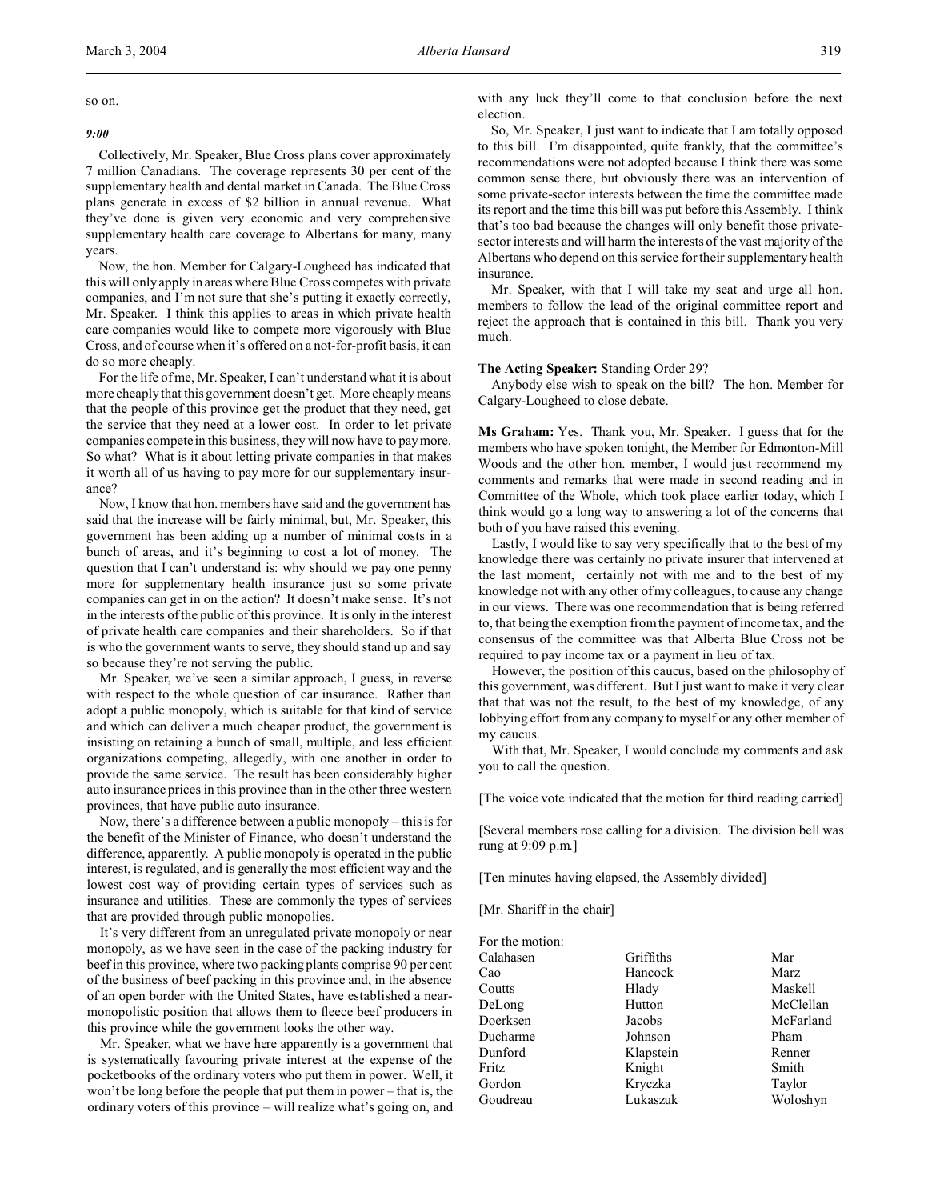so on.

*9:00*

Collectively, Mr. Speaker, Blue Cross plans cover approximately 7 million Canadians. The coverage represents 30 per cent of the supplementary health and dental market in Canada. The Blue Cross plans generate in excess of $2 billion in annual revenue. What they've done is given very economic and very comprehensive supplementary health care coverage to Albertans for many, many years.

Now, the hon. Member for Calgary-Lougheed has indicated that this will only apply in areas where Blue Cross competes with private companies, and I'm not sure that she's putting it exactly correctly, Mr. Speaker. I think this applies to areas in which private health care companies would like to compete more vigorously with Blue Cross, and of course when it's offered on a not-for-profit basis, it can do so more cheaply.

For the life of me, Mr. Speaker, I can't understand what it is about more cheaply that this government doesn't get. More cheaply means that the people of this province get the product that they need, get the service that they need at a lower cost. In order to let private companies compete in this business, they will now have to pay more. So what? What is it about letting private companies in that makes it worth all of us having to pay more for our supplementary insurance?

Now, I know that hon. members have said and the government has said that the increase will be fairly minimal, but, Mr. Speaker, this government has been adding up a number of minimal costs in a bunch of areas, and it's beginning to cost a lot of money. The question that I can't understand is: why should we pay one penny more for supplementary health insurance just so some private companies can get in on the action? It doesn't make sense. It's not in the interests of the public of this province. It is only in the interest of private health care companies and their shareholders. So if that is who the government wants to serve, they should stand up and say so because they're not serving the public.

Mr. Speaker, we've seen a similar approach, I guess, in reverse with respect to the whole question of car insurance. Rather than adopt a public monopoly, which is suitable for that kind of service and which can deliver a much cheaper product, the government is insisting on retaining a bunch of small, multiple, and less efficient organizations competing, allegedly, with one another in order to provide the same service. The result has been considerably higher auto insurance prices in this province than in the other three western provinces, that have public auto insurance.

Now, there's a difference between a public monopoly – this is for the benefit of the Minister of Finance, who doesn't understand the difference, apparently. A public monopoly is operated in the public interest, is regulated, and is generally the most efficient way and the lowest cost way of providing certain types of services such as insurance and utilities. These are commonly the types of services that are provided through public monopolies.

It's very different from an unregulated private monopoly or near monopoly, as we have seen in the case of the packing industry for beef in this province, where two packing plants comprise 90 per cent of the business of beef packing in this province and, in the absence of an open border with the United States, have established a near-monopolistic position that allows them to fleece beef producers in this province while the government looks the other way.

Mr. Speaker, what we have here apparently is a government that is systematically favouring private interest at the expense of the pocketbooks of the ordinary voters who put them in power. Well, it won't be long before the people that put them in power – that is, the ordinary voters of this province – will realize what's going on, and with any luck they'll come to that conclusion before the next election.

So, Mr. Speaker, I just want to indicate that I am totally opposed to this bill. I'm disappointed, quite frankly, that the committee's recommendations were not adopted because I think there was some common sense there, but obviously there was an intervention of some private-sector interests between the time the committee made its report and the time this bill was put before this Assembly. I think that's too bad because the changes will only benefit those private-sector interests and will harm the interests of the vast majority of the Albertans who depend on this service for their supplementary health insurance.

Mr. Speaker, with that I will take my seat and urge all hon. members to follow the lead of the original committee report and reject the approach that is contained in this bill. Thank you very much.

**The Acting Speaker:** Standing Order 29?

Anybody else wish to speak on the bill? The hon. Member for Calgary-Lougheed to close debate.

**Ms Graham:** Yes. Thank you, Mr. Speaker. I guess that for the members who have spoken tonight, the Member for Edmonton-Mill Woods and the other hon. member, I would just recommend my comments and remarks that were made in second reading and in Committee of the Whole, which took place earlier today, which I think would go a long way to answering a lot of the concerns that both of you have raised this evening.

Lastly, I would like to say very specifically that to the best of my knowledge there was certainly no private insurer that intervened at the last moment, certainly not with me and to the best of my knowledge not with any other of my colleagues, to cause any change in our views. There was one recommendation that is being referred to, that being the exemption from the payment of income tax, and the consensus of the committee was that Alberta Blue Cross not be required to pay income tax or a payment in lieu of tax.

However, the position of this caucus, based on the philosophy of this government, was different. But I just want to make it very clear that that was not the result, to the best of my knowledge, of any lobbying effort from any company to myself or any other member of my caucus.

With that, Mr. Speaker, I would conclude my comments and ask you to call the question.

[The voice vote indicated that the motion for third reading carried]

[Several members rose calling for a division. The division bell was rung at 9:09 p.m.]

[Ten minutes having elapsed, the Assembly divided]

[Mr. Shariff in the chair]

For the motion:

| | | |
|---|---|---|
| Calahasen | Griffiths | Mar |
| Cao | Hancock | Marz |
| Coutts | Hlady | Maskell |
| DeLong | Hutton | McClellan |
| Doerksen | Jacobs | McFarland |
| Ducharme | Johnson | Pham |
| Dunford | Klapstein | Renner |
| Fritz | Knight | Smith |
| Gordon | Kryczka | Taylor |
| Goudreau | Lukaszuk | Woloshyn |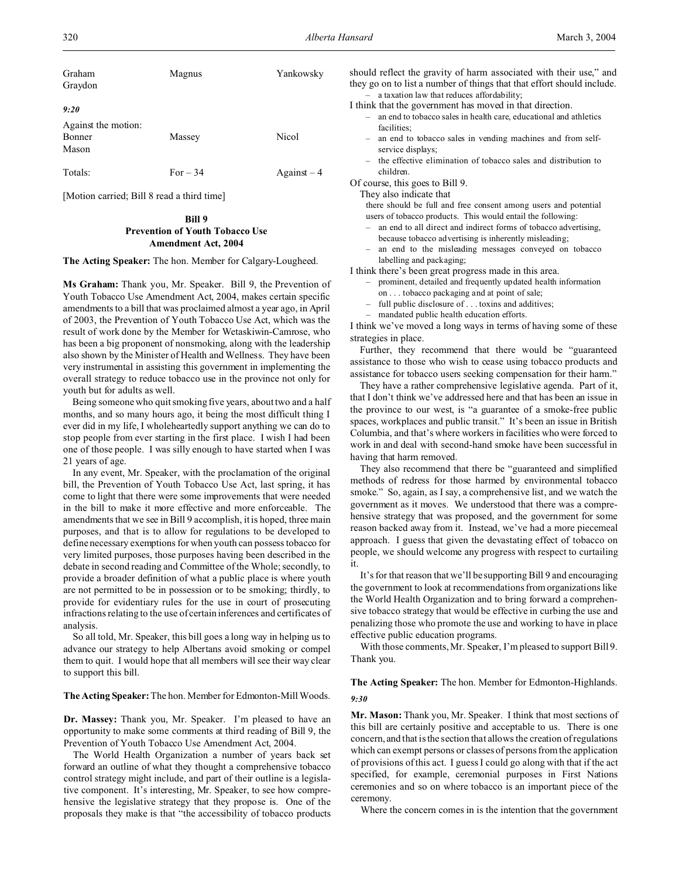| Graham | Magnus | Yankowsky |
|---|---|---|
| Graydon | | |

*9:20*

| Against the motion: | | |
|---|---|---|
| Bonner | Massey | Nicol |
| Mason | | |

| Totals: | For – 34 | Against – 4 |
|---|---|---|

[Motion carried; Bill 8 read a third time]

### Bill 9
### Prevention of Youth Tobacco Use Amendment Act, 2004

**The Acting Speaker:** The hon. Member for Calgary-Lougheed.

**Ms Graham:** Thank you, Mr. Speaker. Bill 9, the Prevention of Youth Tobacco Use Amendment Act, 2004, makes certain specific amendments to a bill that was proclaimed almost a year ago, in April of 2003, the Prevention of Youth Tobacco Use Act, which was the result of work done by the Member for Wetaskiwin-Camrose, who has been a big proponent of nonsmoking, along with the leadership also shown by the Minister of Health and Wellness. They have been very instrumental in assisting this government in implementing the overall strategy to reduce tobacco use in the province not only for youth but for adults as well.

Being someone who quit smoking five years, about two and a half months, and so many hours ago, it being the most difficult thing I ever did in my life, I wholeheartedly support anything we can do to stop people from ever starting in the first place. I wish I had been one of those people. I was silly enough to have started when I was 21 years of age.

In any event, Mr. Speaker, with the proclamation of the original bill, the Prevention of Youth Tobacco Use Act, last spring, it has come to light that there were some improvements that were needed in the bill to make it more effective and more enforceable. The amendments that we see in Bill 9 accomplish, it is hoped, three main purposes, and that is to allow for regulations to be developed to define necessary exemptions for when youth can possess tobacco for very limited purposes, those purposes having been described in the debate in second reading and Committee of the Whole; secondly, to provide a broader definition of what a public place is where youth are not permitted to be in possession or to be smoking; thirdly, to provide for evidentiary rules for the use in court of prosecuting infractions relating to the use of certain inferences and certificates of analysis.

So all told, Mr. Speaker, this bill goes a long way in helping us to advance our strategy to help Albertans avoid smoking or compel them to quit. I would hope that all members will see their way clear to support this bill.

**The Acting Speaker:** The hon. Member for Edmonton-Mill Woods.

**Dr. Massey:** Thank you, Mr. Speaker. I'm pleased to have an opportunity to make some comments at third reading of Bill 9, the Prevention of Youth Tobacco Use Amendment Act, 2004.

The World Health Organization a number of years back set forward an outline of what they thought a comprehensive tobacco control strategy might include, and part of their outline is a legislative component. It's interesting, Mr. Speaker, to see how comprehensive the legislative strategy that they propose is. One of the proposals they make is that "the accessibility of tobacco products should reflect the gravity of harm associated with their use," and they go on to list a number of things that that effort should include.

- a taxation law that reduces affordability;

I think that the government has moved in that direction.

- an end to tobacco sales in health care, educational and athletics facilities;
- an end to tobacco sales in vending machines and from self-service displays;
- the effective elimination of tobacco sales and distribution to children.

Of course, this goes to Bill 9.

They also indicate that

> there should be full and free consent among users and potential users of tobacco products. This would entail the following:
> - an end to all direct and indirect forms of tobacco advertising, because tobacco advertising is inherently misleading;
> - an end to the misleading messages conveyed on tobacco labelling and packaging;

I think there's been great progress made in this area.

- prominent, detailed and frequently updated health information on . . . tobacco packaging and at point of sale;
- full public disclosure of . . . toxins and additives;
- mandated public health education efforts.

I think we've moved a long ways in terms of having some of these strategies in place.

Further, they recommend that there would be "guaranteed assistance to those who wish to cease using tobacco products and assistance for tobacco users seeking compensation for their harm."

They have a rather comprehensive legislative agenda. Part of it, that I don't think we've addressed here and that has been an issue in the province to our west, is "a guarantee of a smoke-free public spaces, workplaces and public transit." It's been an issue in British Columbia, and that's where workers in facilities who were forced to work in and deal with second-hand smoke have been successful in having that harm removed.

They also recommend that there be "guaranteed and simplified methods of redress for those harmed by environmental tobacco smoke." So, again, as I say, a comprehensive list, and we watch the government as it moves. We understood that there was a comprehensive strategy that was proposed, and the government for some reason backed away from it. Instead, we've had a more piecemeal approach. I guess that given the devastating effect of tobacco on people, we should welcome any progress with respect to curtailing it.

It's for that reason that we'll be supporting Bill 9 and encouraging the government to look at recommendations from organizations like the World Health Organization and to bring forward a comprehensive tobacco strategy that would be effective in curbing the use and penalizing those who promote the use and working to have in place effective public education programs.

With those comments, Mr. Speaker, I'm pleased to support Bill 9. Thank you.

**The Acting Speaker:** The hon. Member for Edmonton-Highlands.

*9:30*

**Mr. Mason:** Thank you, Mr. Speaker. I think that most sections of this bill are certainly positive and acceptable to us. There is one concern, and that is the section that allows the creation of regulations which can exempt persons or classes of persons from the application of provisions of this act. I guess I could go along with that if the act specified, for example, ceremonial purposes in First Nations ceremonies and so on where tobacco is an important piece of the ceremony.

Where the concern comes in is the intention that the government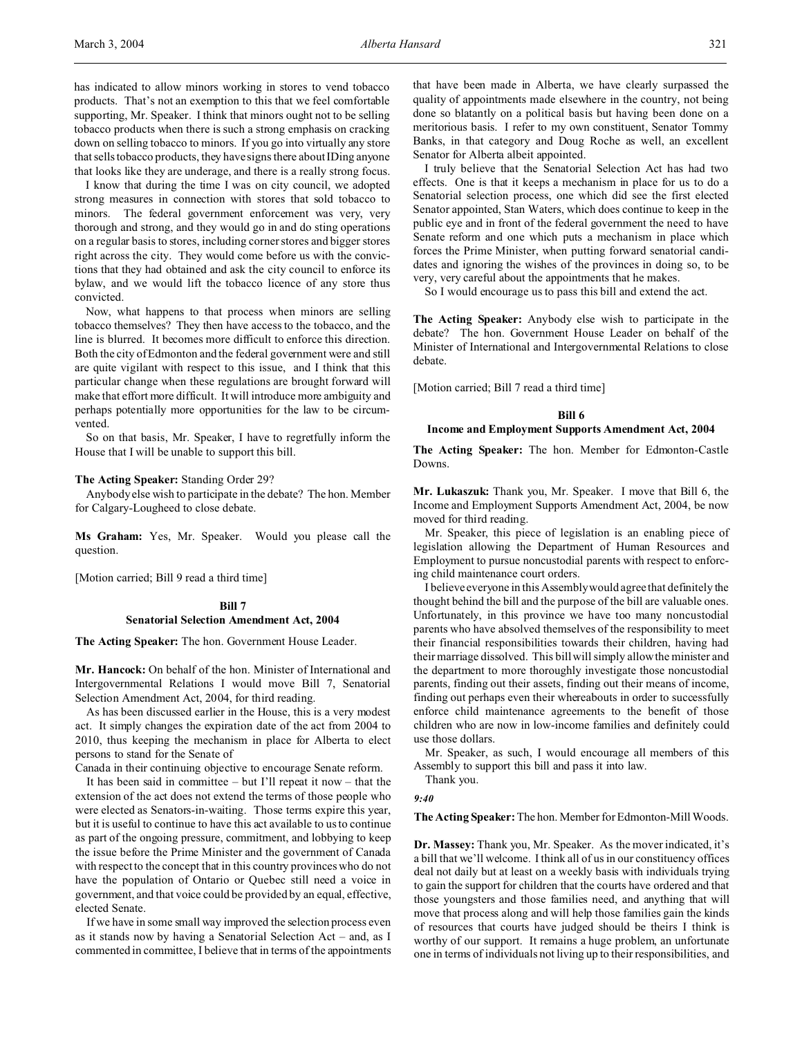has indicated to allow minors working in stores to vend tobacco products. That's not an exemption to this that we feel comfortable supporting, Mr. Speaker. I think that minors ought not to be selling tobacco products when there is such a strong emphasis on cracking down on selling tobacco to minors. If you go into virtually any store that sells tobacco products, they have signs there about IDing anyone that looks like they are underage, and there is a really strong focus.

I know that during the time I was on city council, we adopted strong measures in connection with stores that sold tobacco to minors. The federal government enforcement was very, very thorough and strong, and they would go in and do sting operations on a regular basis to stores, including corner stores and bigger stores right across the city. They would come before us with the convictions that they had obtained and ask the city council to enforce its bylaw, and we would lift the tobacco licence of any store thus convicted.

Now, what happens to that process when minors are selling tobacco themselves? They then have access to the tobacco, and the line is blurred. It becomes more difficult to enforce this direction. Both the city of Edmonton and the federal government were and still are quite vigilant with respect to this issue, and I think that this particular change when these regulations are brought forward will make that effort more difficult. It will introduce more ambiguity and perhaps potentially more opportunities for the law to be circumvented.

So on that basis, Mr. Speaker, I have to regretfully inform the House that I will be unable to support this bill.

**The Acting Speaker:** Standing Order 29?

Anybody else wish to participate in the debate? The hon. Member for Calgary-Lougheed to close debate.

**Ms Graham:** Yes, Mr. Speaker. Would you please call the question.

[Motion carried; Bill 9 read a third time]

## Bill 7
## Senatorial Selection Amendment Act, 2004

**The Acting Speaker:** The hon. Government House Leader.

**Mr. Hancock:** On behalf of the hon. Minister of International and Intergovernmental Relations I would move Bill 7, Senatorial Selection Amendment Act, 2004, for third reading.

As has been discussed earlier in the House, this is a very modest act. It simply changes the expiration date of the act from 2004 to 2010, thus keeping the mechanism in place for Alberta to elect persons to stand for the Senate of Canada in their continuing objective to encourage Senate reform.

It has been said in committee – but I'll repeat it now – that the extension of the act does not extend the terms of those people who were elected as Senators-in-waiting. Those terms expire this year, but it is useful to continue to have this act available to us to continue as part of the ongoing pressure, commitment, and lobbying to keep the issue before the Prime Minister and the government of Canada with respect to the concept that in this country provinces who do not have the population of Ontario or Quebec still need a voice in government, and that voice could be provided by an equal, effective, elected Senate.

If we have in some small way improved the selection process even as it stands now by having a Senatorial Selection Act – and, as I commented in committee, I believe that in terms of the appointments that have been made in Alberta, we have clearly surpassed the quality of appointments made elsewhere in the country, not being done so blatantly on a political basis but having been done on a meritorious basis. I refer to my own constituent, Senator Tommy Banks, in that category and Doug Roche as well, an excellent Senator for Alberta albeit appointed.

I truly believe that the Senatorial Selection Act has had two effects. One is that it keeps a mechanism in place for us to do a Senatorial selection process, one which did see the first elected Senator appointed, Stan Waters, which does continue to keep in the public eye and in front of the federal government the need to have Senate reform and one which puts a mechanism in place which forces the Prime Minister, when putting forward senatorial candidates and ignoring the wishes of the provinces in doing so, to be very, very careful about the appointments that he makes.

So I would encourage us to pass this bill and extend the act.

**The Acting Speaker:** Anybody else wish to participate in the debate? The hon. Government House Leader on behalf of the Minister of International and Intergovernmental Relations to close debate.

[Motion carried; Bill 7 read a third time]

## Bill 6
## Income and Employment Supports Amendment Act, 2004

**The Acting Speaker:** The hon. Member for Edmonton-Castle Downs.

**Mr. Lukaszuk:** Thank you, Mr. Speaker. I move that Bill 6, the Income and Employment Supports Amendment Act, 2004, be now moved for third reading.

Mr. Speaker, this piece of legislation is an enabling piece of legislation allowing the Department of Human Resources and Employment to pursue noncustodial parents with respect to enforcing child maintenance court orders.

I believe everyone in this Assembly would agree that definitely the thought behind the bill and the purpose of the bill are valuable ones. Unfortunately, in this province we have too many noncustodial parents who have absolved themselves of the responsibility to meet their financial responsibilities towards their children, having had their marriage dissolved. This bill will simply allow the minister and the department to more thoroughly investigate those noncustodial parents, finding out their assets, finding out their means of income, finding out perhaps even their whereabouts in order to successfully enforce child maintenance agreements to the benefit of those children who are now in low-income families and definitely could use those dollars.

Mr. Speaker, as such, I would encourage all members of this Assembly to support this bill and pass it into law.

Thank you.

*9:40*

**The Acting Speaker:** The hon. Member for Edmonton-Mill Woods.

**Dr. Massey:** Thank you, Mr. Speaker. As the mover indicated, it's a bill that we'll welcome. I think all of us in our constituency offices deal not daily but at least on a weekly basis with individuals trying to gain the support for children that the courts have ordered and that those youngsters and those families need, and anything that will move that process along and will help those families gain the kinds of resources that courts have judged should be theirs I think is worthy of our support. It remains a huge problem, an unfortunate one in terms of individuals not living up to their responsibilities, and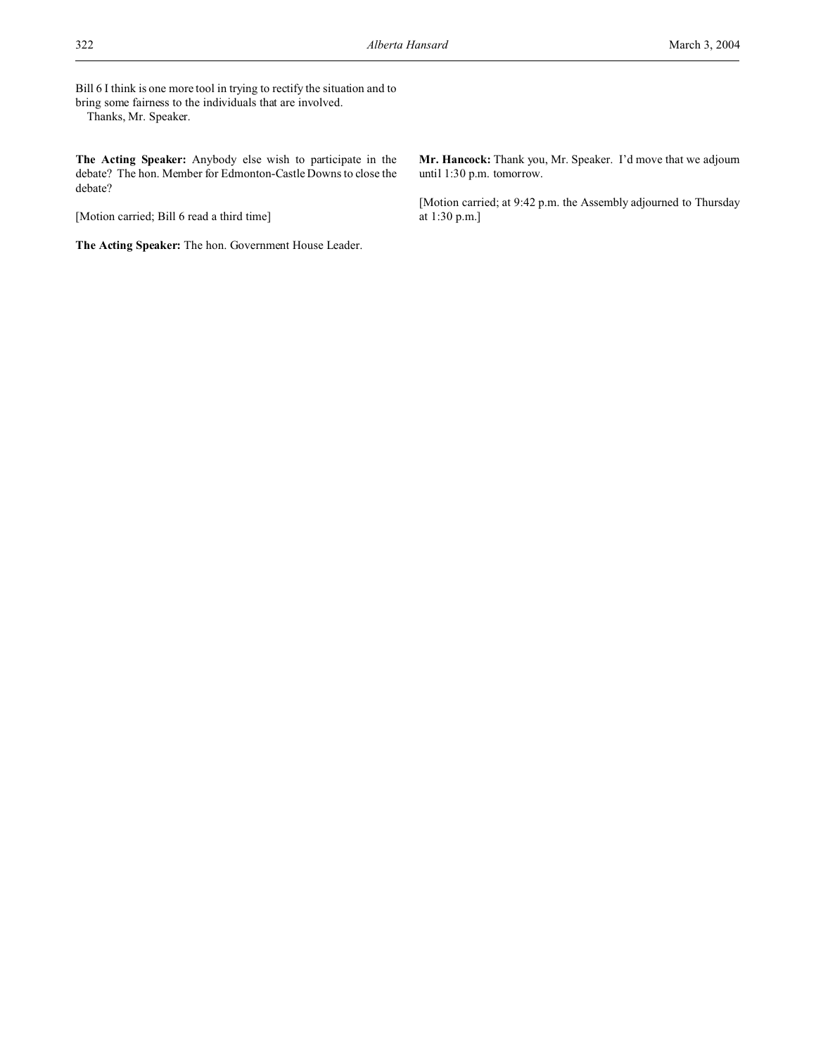Bill 6 I think is one more tool in trying to rectify the situation and to bring some fairness to the individuals that are involved.

Thanks, Mr. Speaker.

**The Acting Speaker:** Anybody else wish to participate in the debate? The hon. Member for Edmonton-Castle Downs to close the debate?

[Motion carried; Bill 6 read a third time]

**The Acting Speaker:** The hon. Government House Leader.

**Mr. Hancock:** Thank you, Mr. Speaker. I'd move that we adjourn until 1:30 p.m. tomorrow.

[Motion carried; at 9:42 p.m. the Assembly adjourned to Thursday at 1:30 p.m.]